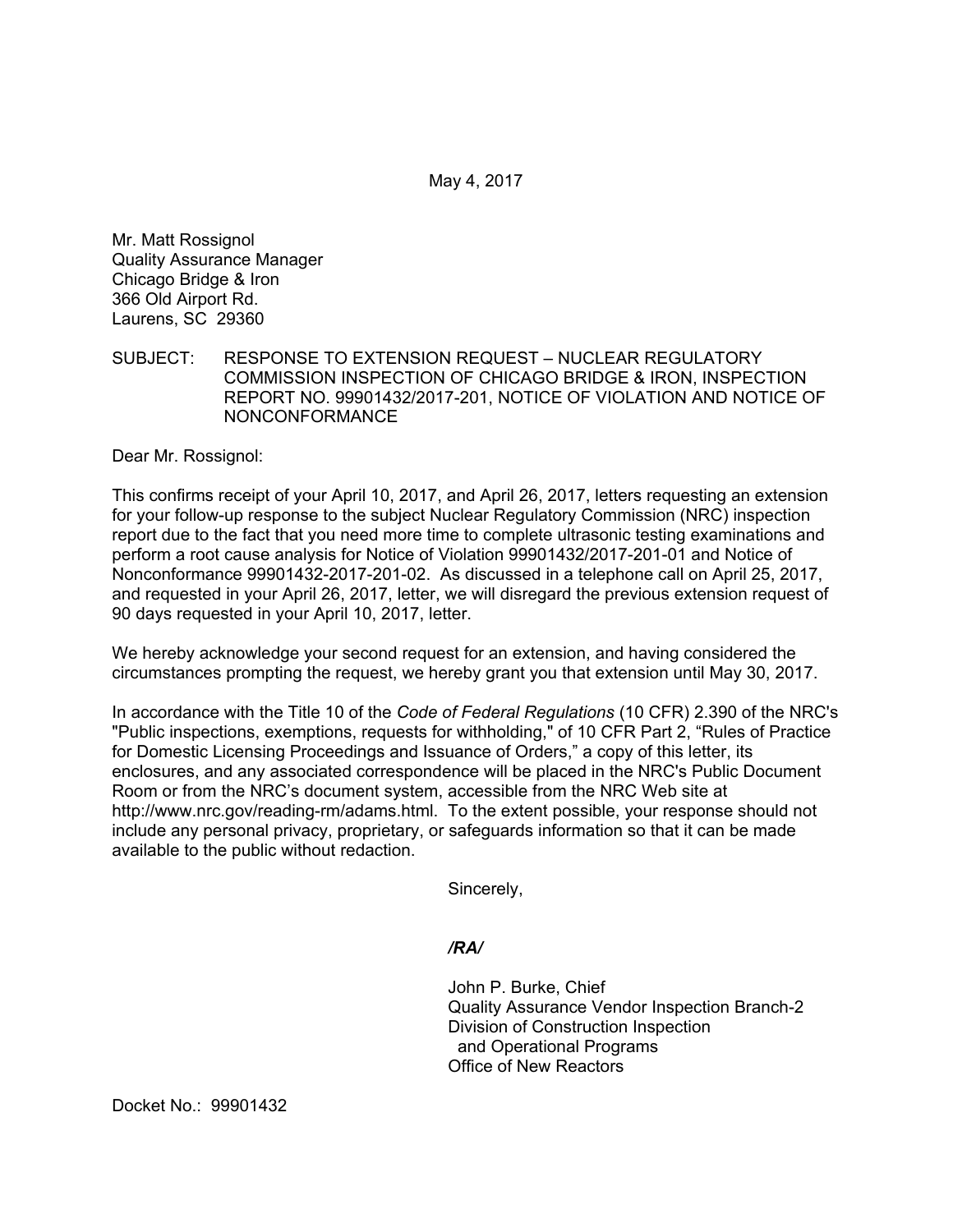May 4, 2017

Mr. Matt Rossignol  
Quality Assurance Manager  
Chicago Bridge & Iron  
366 Old Airport Rd.  
Laurens, SC 29360

SUBJECT: RESPONSE TO EXTENSION REQUEST – NUCLEAR REGULATORY COMMISSION INSPECTION OF CHICAGO BRIDGE & IRON, INSPECTION REPORT NO. 99901432/2017-201, NOTICE OF VIOLATION AND NOTICE OF NONCONFORMANCE

Dear Mr. Rossignol:

This confirms receipt of your April 10, 2017, and April 26, 2017, letters requesting an extension for your follow-up response to the subject Nuclear Regulatory Commission (NRC) inspection report due to the fact that you need more time to complete ultrasonic testing examinations and perform a root cause analysis for Notice of Violation 99901432/2017-201-01 and Notice of Nonconformance 99901432-2017-201-02. As discussed in a telephone call on April 25, 2017, and requested in your April 26, 2017, letter, we will disregard the previous extension request of 90 days requested in your April 10, 2017, letter.

We hereby acknowledge your second request for an extension, and having considered the circumstances prompting the request, we hereby grant you that extension until May 30, 2017.

In accordance with the Title 10 of the *Code of Federal Regulations* (10 CFR) 2.390 of the NRC's "Public inspections, exemptions, requests for withholding," of 10 CFR Part 2, "Rules of Practice for Domestic Licensing Proceedings and Issuance of Orders," a copy of this letter, its enclosures, and any associated correspondence will be placed in the NRC's Public Document Room or from the NRC's document system, accessible from the NRC Web site at http://www.nrc.gov/reading-rm/adams.html. To the extent possible, your response should not include any personal privacy, proprietary, or safeguards information so that it can be made available to the public without redaction.

Sincerely,

*/RA/*

John P. Burke, Chief  
Quality Assurance Vendor Inspection Branch-2  
Division of Construction Inspection  
and Operational Programs  
Office of New Reactors

Docket No.: 99901432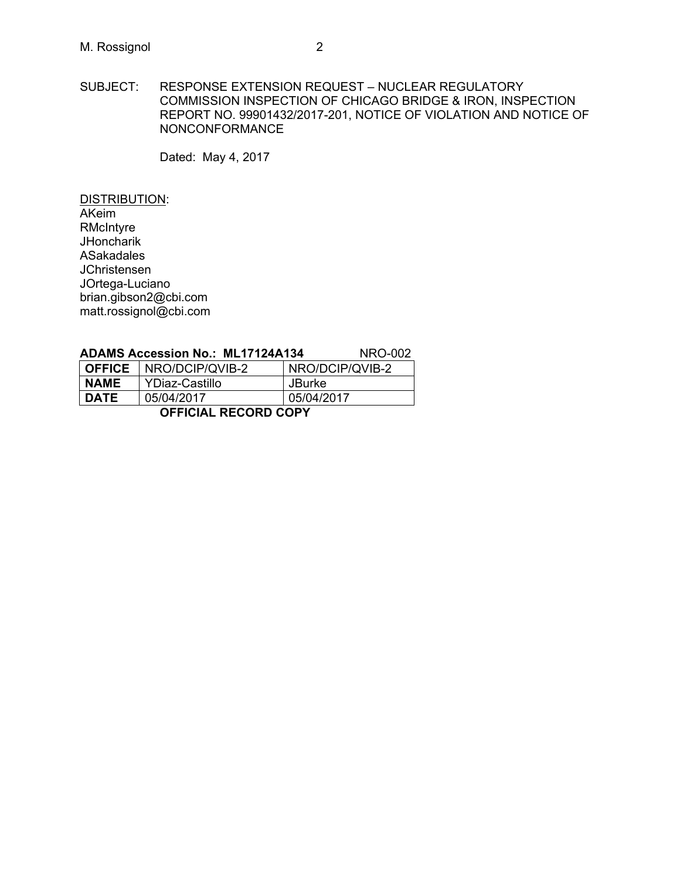SUBJECT: RESPONSE EXTENSION REQUEST – NUCLEAR REGULATORY COMMISSION INSPECTION OF CHICAGO BRIDGE & IRON, INSPECTION REPORT NO. 99901432/2017-201, NOTICE OF VIOLATION AND NOTICE OF NONCONFORMANCE

Dated: May 4, 2017

DISTRIBUTION:
AKeim
RMcIntyre
JHoncharik
ASakadales
JChristensen
JOrtega-Luciano
brian.gibson2@cbi.com
matt.rossignol@cbi.com

**ADAMS Accession No.: ML17124A134** NRO-002

| | | |
|---|---|---|
| **OFFICE** | NRO/DCIP/QVIB-2 | NRO/DCIP/QVIB-2 |
| **NAME** | YDiaz-Castillo | JBurke |
| **DATE** | 05/04/2017 | 05/04/2017 |

**OFFICIAL RECORD COPY**